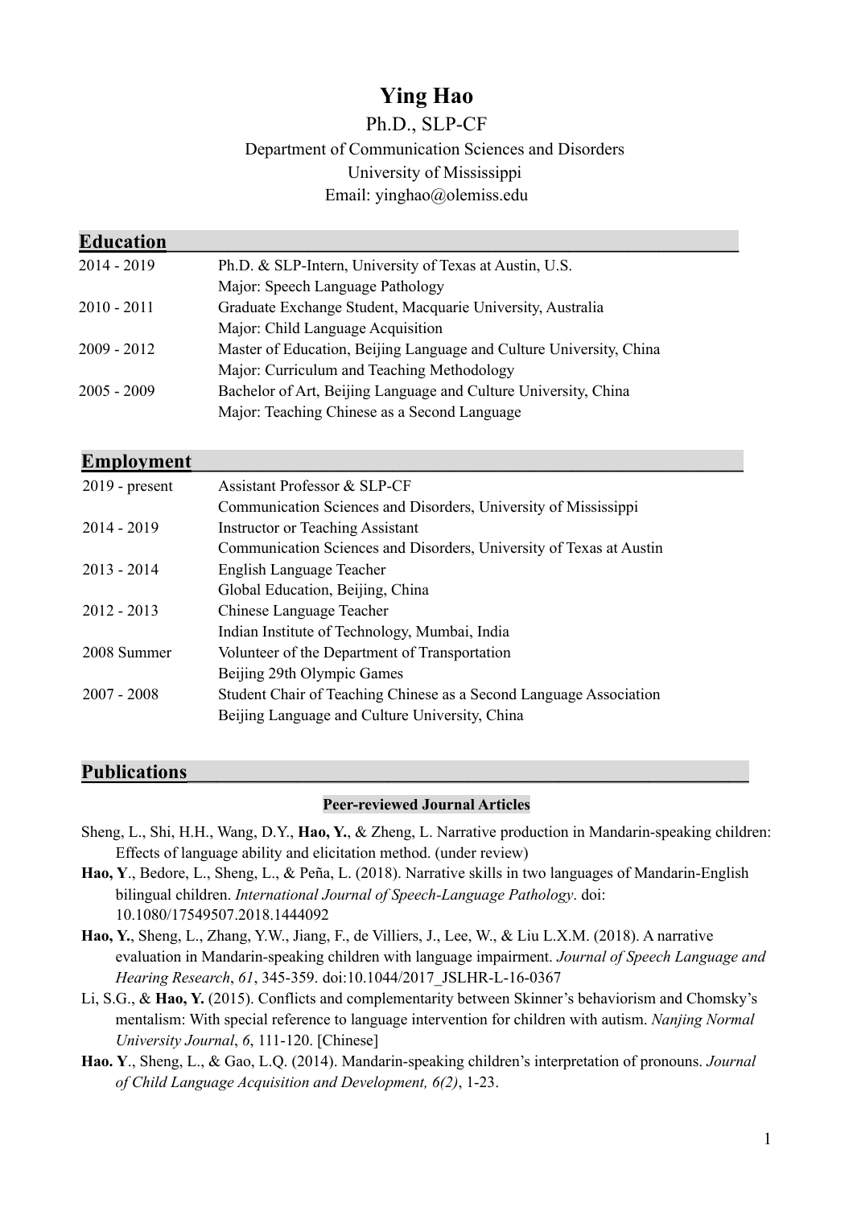# Ying Hao

Ph.D., SLP-CF

Department of Communication Sciences and Disorders

University of Mississippi

Email: yinghao@olemiss.edu

## Education

| | |
|---|---|
| 2014 - 2019 | Ph.D. & SLP-Intern, University of Texas at Austin, U.S.<br>Major: Speech Language Pathology |
| 2010 - 2011 | Graduate Exchange Student, Macquarie University, Australia<br>Major: Child Language Acquisition |
| 2009 - 2012 | Master of Education, Beijing Language and Culture University, China<br>Major: Curriculum and Teaching Methodology |
| 2005 - 2009 | Bachelor of Art, Beijing Language and Culture University, China<br>Major: Teaching Chinese as a Second Language |

## Employment

| | |
|---|---|
| 2019 - present | Assistant Professor & SLP-CF<br>Communication Sciences and Disorders, University of Mississippi |
| 2014 - 2019 | Instructor or Teaching Assistant<br>Communication Sciences and Disorders, University of Texas at Austin |
| 2013 - 2014 | English Language Teacher<br>Global Education, Beijing, China |
| 2012 - 2013 | Chinese Language Teacher<br>Indian Institute of Technology, Mumbai, India |
| 2008 Summer | Volunteer of the Department of Transportation<br>Beijing 29th Olympic Games |
| 2007 - 2008 | Student Chair of Teaching Chinese as a Second Language Association<br>Beijing Language and Culture University, China |

## Publications

### Peer-reviewed Journal Articles

Sheng, L., Shi, H.H., Wang, D.Y., **Hao, Y.**, & Zheng, L. Narrative production in Mandarin-speaking children: Effects of language ability and elicitation method. (under review)

**Hao, Y**., Bedore, L., Sheng, L., & Peña, L. (2018). Narrative skills in two languages of Mandarin-English bilingual children. *International Journal of Speech-Language Pathology*. doi: 10.1080/17549507.2018.1444092

**Hao, Y.**, Sheng, L., Zhang, Y.W., Jiang, F., de Villiers, J., Lee, W., & Liu L.X.M. (2018). A narrative evaluation in Mandarin-speaking children with language impairment. *Journal of Speech Language and Hearing Research*, *61*, 345-359. doi:10.1044/2017_JSLHR-L-16-0367

Li, S.G., & **Hao, Y.** (2015). Conflicts and complementarity between Skinner's behaviorism and Chomsky's mentalism: With special reference to language intervention for children with autism. *Nanjing Normal University Journal*, *6*, 111-120. [Chinese]

**Hao. Y**., Sheng, L., & Gao, L.Q. (2014). Mandarin-speaking children's interpretation of pronouns. *Journal of Child Language Acquisition and Development, 6(2)*, 1-23.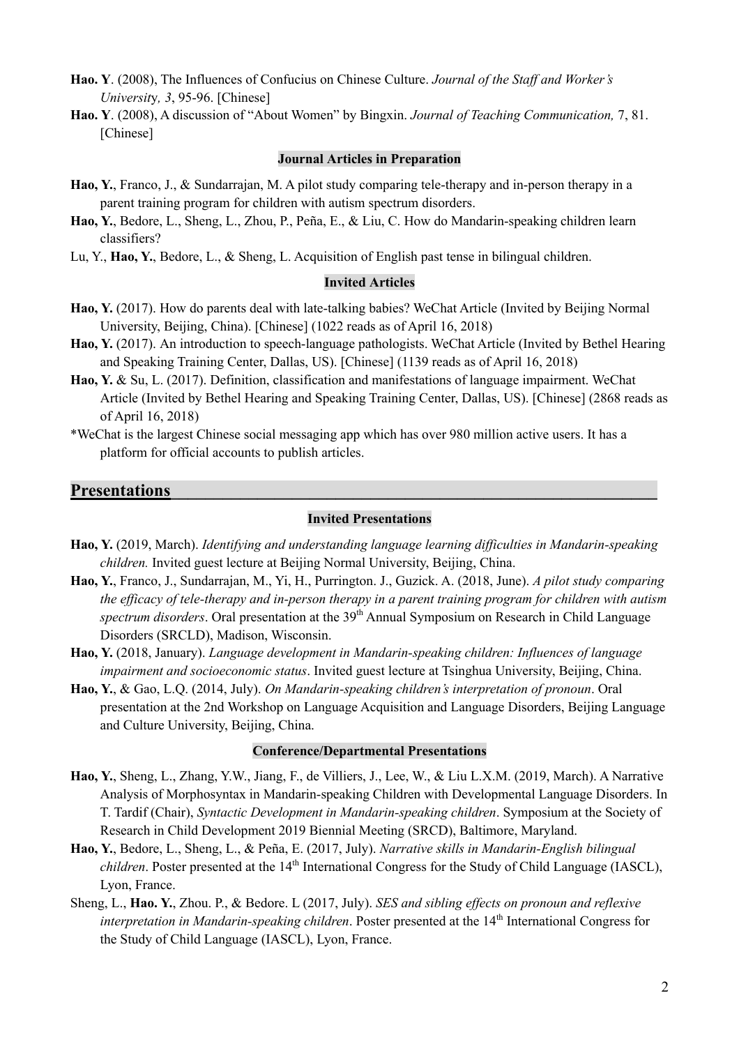**Hao. Y**. (2008), The Influences of Confucius on Chinese Culture. *Journal of the Staff and Worker's University, 3*, 95-96. [Chinese]

**Hao. Y**. (2008), A discussion of "About Women" by Bingxin. *Journal of Teaching Communication,* 7, 81. [Chinese]

### Journal Articles in Preparation

**Hao, Y.**, Franco, J., & Sundarrajan, M. A pilot study comparing tele-therapy and in-person therapy in a parent training program for children with autism spectrum disorders.

**Hao, Y.**, Bedore, L., Sheng, L., Zhou, P., Peña, E., & Liu, C. How do Mandarin-speaking children learn classifiers?

Lu, Y., **Hao, Y.**, Bedore, L., & Sheng, L. Acquisition of English past tense in bilingual children.

### Invited Articles

**Hao, Y.** (2017). How do parents deal with late-talking babies? WeChat Article (Invited by Beijing Normal University, Beijing, China). [Chinese] (1022 reads as of April 16, 2018)

**Hao, Y.** (2017). An introduction to speech-language pathologists. WeChat Article (Invited by Bethel Hearing and Speaking Training Center, Dallas, US). [Chinese] (1139 reads as of April 16, 2018)

**Hao, Y.** & Su, L. (2017). Definition, classification and manifestations of language impairment. WeChat Article (Invited by Bethel Hearing and Speaking Training Center, Dallas, US). [Chinese] (2868 reads as of April 16, 2018)

*WeChat is the largest Chinese social messaging app which has over 980 million active users. It has a platform for official accounts to publish articles.

## Presentations

### Invited Presentations

**Hao, Y.** (2019, March). *Identifying and understanding language learning difficulties in Mandarin-speaking children.* Invited guest lecture at Beijing Normal University, Beijing, China.

**Hao, Y.**, Franco, J., Sundarrajan, M., Yi, H., Purrington. J., Guzick. A. (2018, June). *A pilot study comparing the efficacy of tele-therapy and in-person therapy in a parent training program for children with autism spectrum disorders*. Oral presentation at the 39th Annual Symposium on Research in Child Language Disorders (SRCLD), Madison, Wisconsin.

**Hao, Y.** (2018, January). *Language development in Mandarin-speaking children: Influences of language impairment and socioeconomic status*. Invited guest lecture at Tsinghua University, Beijing, China.

**Hao, Y.**, & Gao, L.Q. (2014, July). *On Mandarin-speaking children's interpretation of pronoun*. Oral presentation at the 2nd Workshop on Language Acquisition and Language Disorders, Beijing Language and Culture University, Beijing, China.

### Conference/Departmental Presentations

**Hao, Y.**, Sheng, L., Zhang, Y.W., Jiang, F., de Villiers, J., Lee, W., & Liu L.X.M. (2019, March). A Narrative Analysis of Morphosyntax in Mandarin-speaking Children with Developmental Language Disorders. In T. Tardif (Chair), *Syntactic Development in Mandarin-speaking children*. Symposium at the Society of Research in Child Development 2019 Biennial Meeting (SRCD), Baltimore, Maryland.

**Hao, Y.**, Bedore, L., Sheng, L., & Peña, E. (2017, July). *Narrative skills in Mandarin-English bilingual children*. Poster presented at the 14th International Congress for the Study of Child Language (IASCL), Lyon, France.

Sheng, L., **Hao. Y.**, Zhou. P., & Bedore. L (2017, July). *SES and sibling effects on pronoun and reflexive interpretation in Mandarin-speaking children*. Poster presented at the 14th International Congress for the Study of Child Language (IASCL), Lyon, France.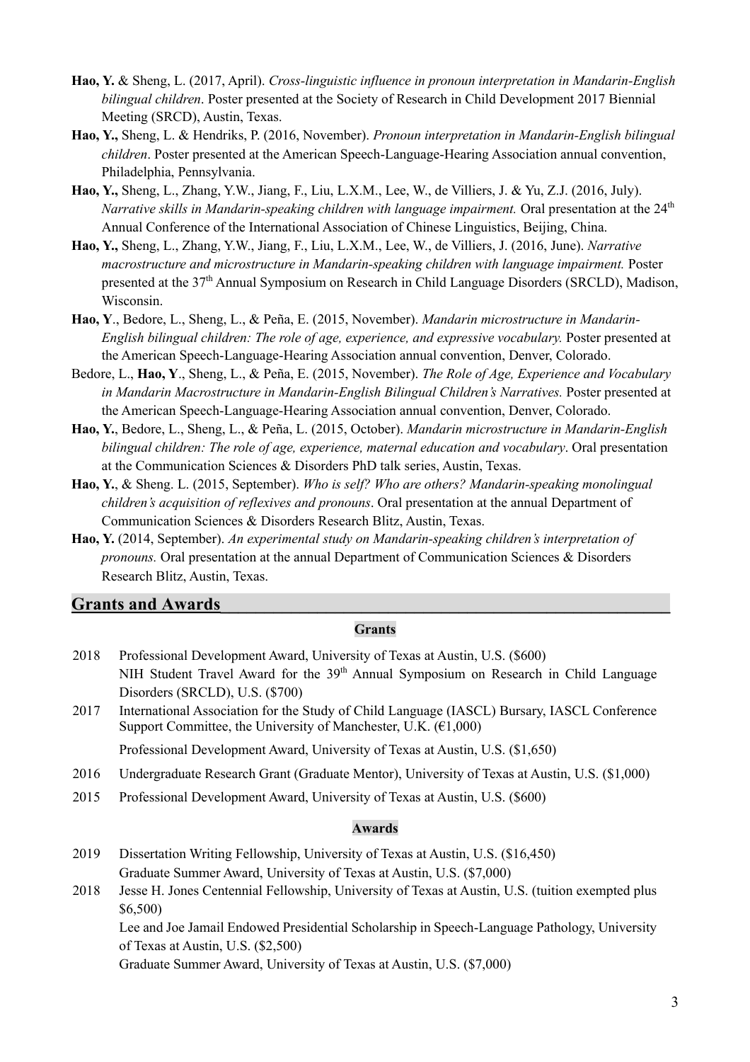- **Hao, Y.** & Sheng, L. (2017, April). *Cross-linguistic influence in pronoun interpretation in Mandarin-English bilingual children*. Poster presented at the Society of Research in Child Development 2017 Biennial Meeting (SRCD), Austin, Texas.
- **Hao, Y.,** Sheng, L. & Hendriks, P. (2016, November). *Pronoun interpretation in Mandarin-English bilingual children*. Poster presented at the American Speech-Language-Hearing Association annual convention, Philadelphia, Pennsylvania.
- **Hao, Y.,** Sheng, L., Zhang, Y.W., Jiang, F., Liu, L.X.M., Lee, W., de Villiers, J. & Yu, Z.J. (2016, July). *Narrative skills in Mandarin-speaking children with language impairment.* Oral presentation at the 24th Annual Conference of the International Association of Chinese Linguistics, Beijing, China.
- **Hao, Y.,** Sheng, L., Zhang, Y.W., Jiang, F., Liu, L.X.M., Lee, W., de Villiers, J. (2016, June). *Narrative macrostructure and microstructure in Mandarin-speaking children with language impairment.* Poster presented at the 37th Annual Symposium on Research in Child Language Disorders (SRCLD), Madison, Wisconsin.
- **Hao, Y**., Bedore, L., Sheng, L., & Peña, E. (2015, November). *Mandarin microstructure in Mandarin-English bilingual children: The role of age, experience, and expressive vocabulary.* Poster presented at the American Speech-Language-Hearing Association annual convention, Denver, Colorado.
- Bedore, L., **Hao, Y**., Sheng, L., & Peña, E. (2015, November). *The Role of Age, Experience and Vocabulary in Mandarin Macrostructure in Mandarin-English Bilingual Children's Narratives.* Poster presented at the American Speech-Language-Hearing Association annual convention, Denver, Colorado.
- **Hao, Y.**, Bedore, L., Sheng, L., & Peña, L. (2015, October). *Mandarin microstructure in Mandarin-English bilingual children: The role of age, experience, maternal education and vocabulary*. Oral presentation at the Communication Sciences & Disorders PhD talk series, Austin, Texas.
- **Hao, Y.**, & Sheng. L. (2015, September). *Who is self? Who are others? Mandarin-speaking monolingual children's acquisition of reflexives and pronouns*. Oral presentation at the annual Department of Communication Sciences & Disorders Research Blitz, Austin, Texas.
- **Hao, Y.** (2014, September). *An experimental study on Mandarin-speaking children's interpretation of pronouns.* Oral presentation at the annual Department of Communication Sciences & Disorders Research Blitz, Austin, Texas.

## Grants and Awards

### Grants

- 2018 Professional Development Award, University of Texas at Austin, U.S. ($600)
  NIH Student Travel Award for the 39th Annual Symposium on Research in Child Language Disorders (SRCLD), U.S. ($700)
- 2017 International Association for the Study of Child Language (IASCL) Bursary, IASCL Conference Support Committee, the University of Manchester, U.K. (€1,000)
  Professional Development Award, University of Texas at Austin, U.S. ($1,650)
- 2016 Undergraduate Research Grant (Graduate Mentor), University of Texas at Austin, U.S. ($1,000)
- 2015 Professional Development Award, University of Texas at Austin, U.S. ($600)

### Awards

- 2019 Dissertation Writing Fellowship, University of Texas at Austin, U.S. ($16,450)
  Graduate Summer Award, University of Texas at Austin, U.S. ($7,000)
- 2018 Jesse H. Jones Centennial Fellowship, University of Texas at Austin, U.S. (tuition exempted plus $6,500)
  Lee and Joe Jamail Endowed Presidential Scholarship in Speech-Language Pathology, University of Texas at Austin, U.S. ($2,500)
  Graduate Summer Award, University of Texas at Austin, U.S. ($7,000)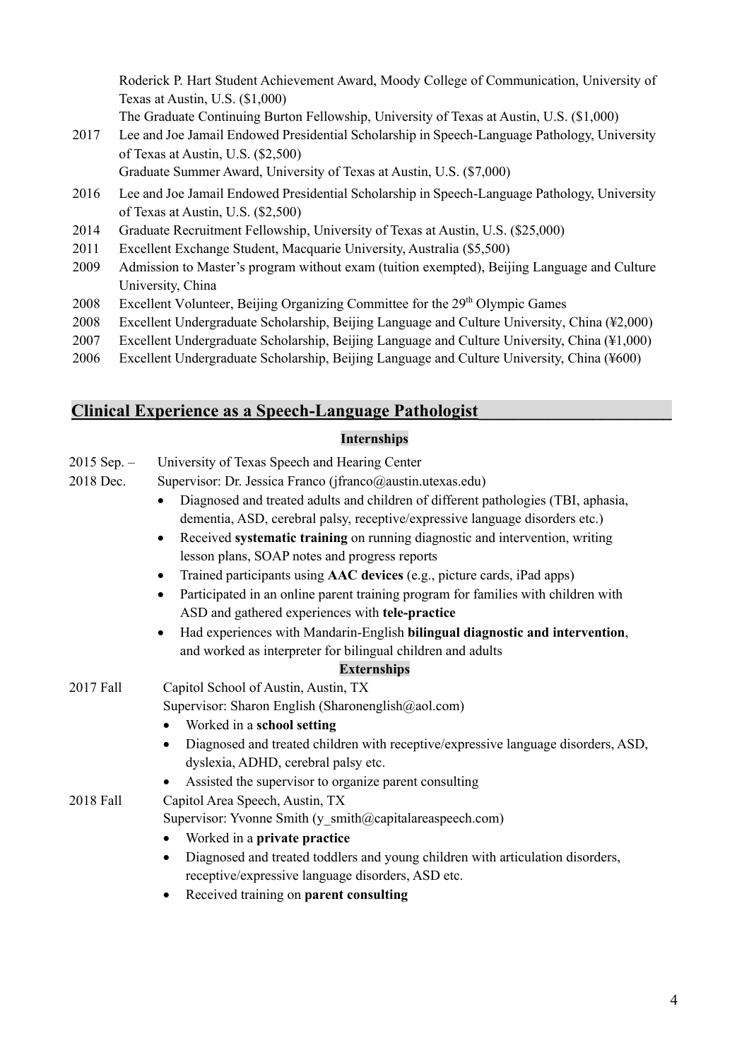Roderick P. Hart Student Achievement Award, Moody College of Communication, University of Texas at Austin, U.S. ($1,000)
The Graduate Continuing Burton Fellowship, University of Texas at Austin, U.S. ($1,000)

2017 Lee and Joe Jamail Endowed Presidential Scholarship in Speech-Language Pathology, University of Texas at Austin, U.S. ($2,500)
Graduate Summer Award, University of Texas at Austin, U.S. ($7,000)

2016 Lee and Joe Jamail Endowed Presidential Scholarship in Speech-Language Pathology, University of Texas at Austin, U.S. ($2,500)

2014 Graduate Recruitment Fellowship, University of Texas at Austin, U.S. ($25,000)

2011 Excellent Exchange Student, Macquarie University, Australia ($5,500)

2009 Admission to Master's program without exam (tuition exempted), Beijing Language and Culture University, China

2008 Excellent Volunteer, Beijing Organizing Committee for the 29th Olympic Games

2008 Excellent Undergraduate Scholarship, Beijing Language and Culture University, China (¥2,000)

2007 Excellent Undergraduate Scholarship, Beijing Language and Culture University, China (¥1,000)

2006 Excellent Undergraduate Scholarship, Beijing Language and Culture University, China (¥600)

## Clinical Experience as a Speech-Language Pathologist

### Internships

2015 Sep. – 2018 Dec. University of Texas Speech and Hearing Center
Supervisor: Dr. Jessica Franco (jfranco@austin.utexas.edu)

- Diagnosed and treated adults and children of different pathologies (TBI, aphasia, dementia, ASD, cerebral palsy, receptive/expressive language disorders etc.)
- Received **systematic training** on running diagnostic and intervention, writing lesson plans, SOAP notes and progress reports
- Trained participants using **AAC devices** (e.g., picture cards, iPad apps)
- Participated in an online parent training program for families with children with ASD and gathered experiences with **tele-practice**
- Had experiences with Mandarin-English **bilingual diagnostic and intervention**, and worked as interpreter for bilingual children and adults

### Externships

2017 Fall Capitol School of Austin, Austin, TX
Supervisor: Sharon English (Sharonenglish@aol.com)

- Worked in a **school setting**
- Diagnosed and treated children with receptive/expressive language disorders, ASD, dyslexia, ADHD, cerebral palsy etc.
- Assisted the supervisor to organize parent consulting

2018 Fall Capitol Area Speech, Austin, TX
Supervisor: Yvonne Smith (y_smith@capitalareaspeech.com)

- Worked in a **private practice**
- Diagnosed and treated toddlers and young children with articulation disorders, receptive/expressive language disorders, ASD etc.
- Received training on **parent consulting**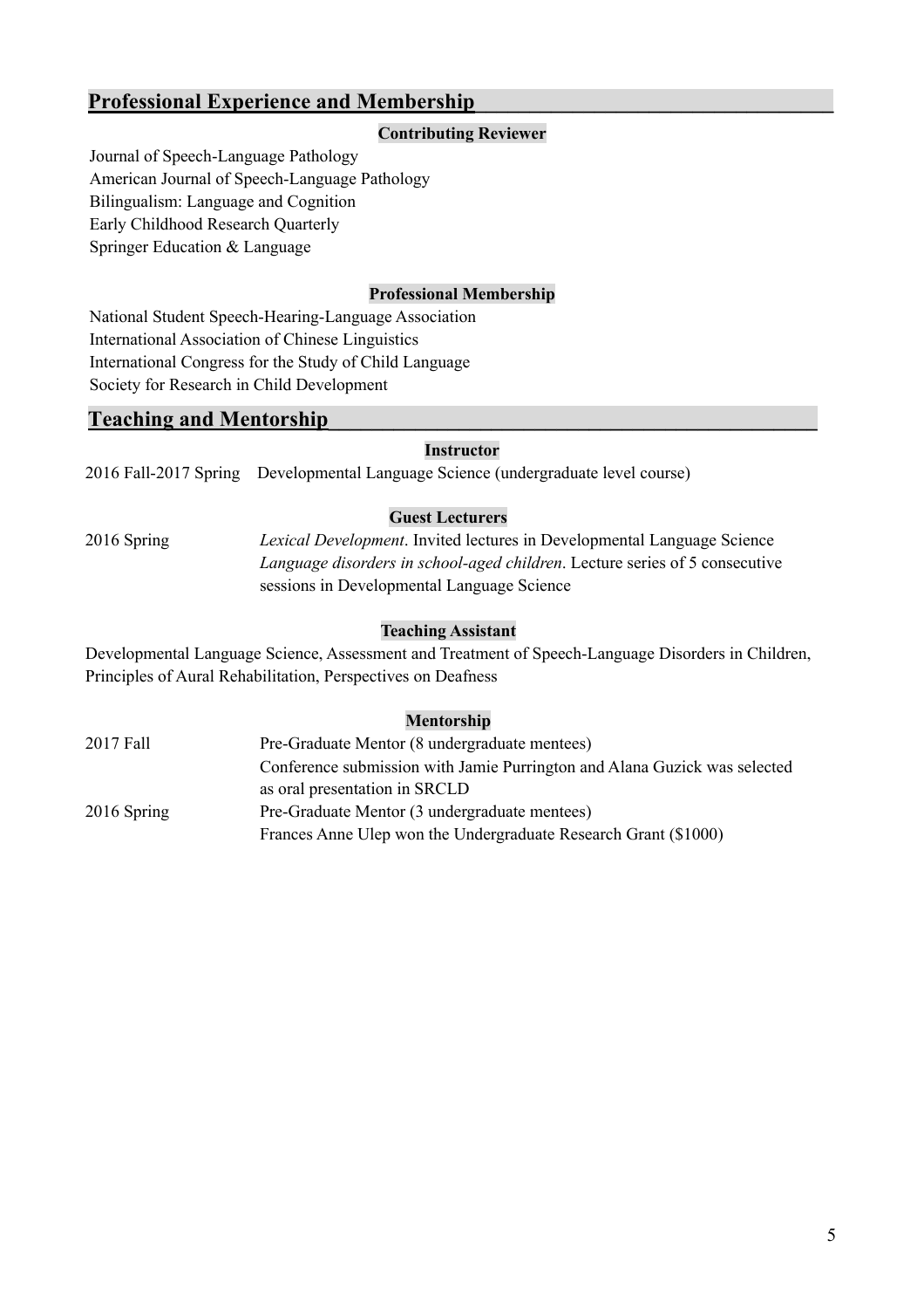## Professional Experience and Membership

### Contributing Reviewer

Journal of Speech-Language Pathology
American Journal of Speech-Language Pathology
Bilingualism: Language and Cognition
Early Childhood Research Quarterly
Springer Education & Language

### Professional Membership

National Student Speech-Hearing-Language Association
International Association of Chinese Linguistics
International Congress for the Study of Child Language
Society for Research in Child Development

## Teaching and Mentorship

### Instructor

| | |
|---|---|
| 2016 Fall-2017 Spring | Developmental Language Science (undergraduate level course) |

### Guest Lecturers

| | |
|---|---|
| 2016 Spring | *Lexical Development*. Invited lectures in Developmental Language Science |
| | *Language disorders in school-aged children*. Lecture series of 5 consecutive sessions in Developmental Language Science |

### Teaching Assistant

Developmental Language Science, Assessment and Treatment of Speech-Language Disorders in Children, Principles of Aural Rehabilitation, Perspectives on Deafness

### Mentorship

| | |
|---|---|
| 2017 Fall | Pre-Graduate Mentor (8 undergraduate mentees) |
| | Conference submission with Jamie Purrington and Alana Guzick was selected as oral presentation in SRCLD |
| 2016 Spring | Pre-Graduate Mentor (3 undergraduate mentees) |
| | Frances Anne Ulep won the Undergraduate Research Grant ($1000) |